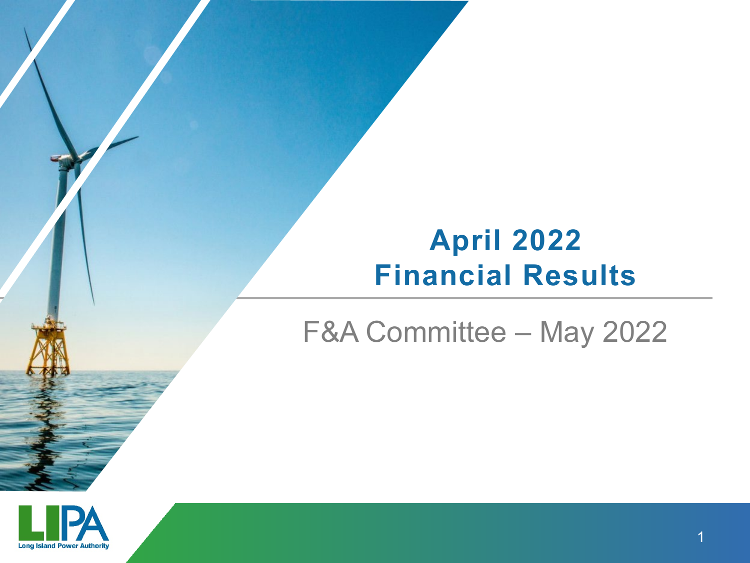# April 2022 Financial Results

## F&A Committee – May 2022

Long Island Power Authority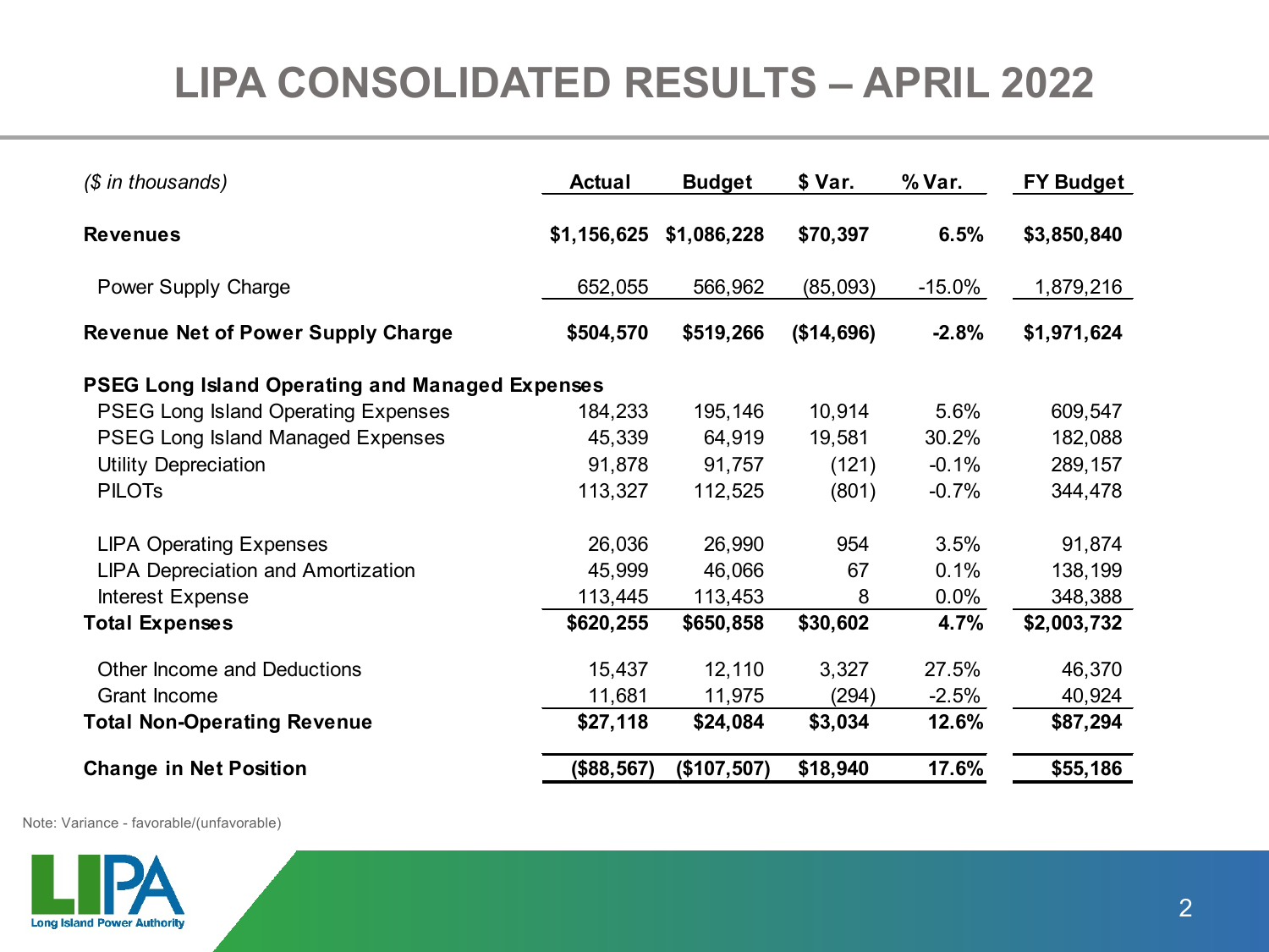# LIPA CONSOLIDATED RESULTS – APRIL 2022

| *($ in thousands)* | Actual | Budget | $ Var. | % Var. | FY Budget |
|---|---|---|---|---|---|
| **Revenues** | **$1,156,625** | **$1,086,228** | **$70,397** | **6.5%** | **$3,850,840** |
| Power Supply Charge | 652,055 | 566,962 | (85,093) | -15.0% | 1,879,216 |
| **Revenue Net of Power Supply Charge** | **$504,570** | **$519,266** | **($14,696)** | **-2.8%** | **$1,971,624** |
| **PSEG Long Island Operating and Managed Expenses** | | | | | |
| PSEG Long Island Operating Expenses | 184,233 | 195,146 | 10,914 | 5.6% | 609,547 |
| PSEG Long Island Managed Expenses | 45,339 | 64,919 | 19,581 | 30.2% | 182,088 |
| Utility Depreciation | 91,878 | 91,757 | (121) | -0.1% | 289,157 |
| PILOTs | 113,327 | 112,525 | (801) | -0.7% | 344,478 |
| LIPA Operating Expenses | 26,036 | 26,990 | 954 | 3.5% | 91,874 |
| LIPA Depreciation and Amortization | 45,999 | 46,066 | 67 | 0.1% | 138,199 |
| Interest Expense | 113,445 | 113,453 | 8 | 0.0% | 348,388 |
| **Total Expenses** | **$620,255** | **$650,858** | **$30,602** | **4.7%** | **$2,003,732** |
| Other Income and Deductions | 15,437 | 12,110 | 3,327 | 27.5% | 46,370 |
| Grant Income | 11,681 | 11,975 | (294) | -2.5% | 40,924 |
| **Total Non-Operating Revenue** | **$27,118** | **$24,084** | **$3,034** | **12.6%** | **$87,294** |
| **Change in Net Position** | **($88,567)** | **($107,507)** | **$18,940** | **17.6%** | **$55,186** |

Note: Variance - favorable/(unfavorable)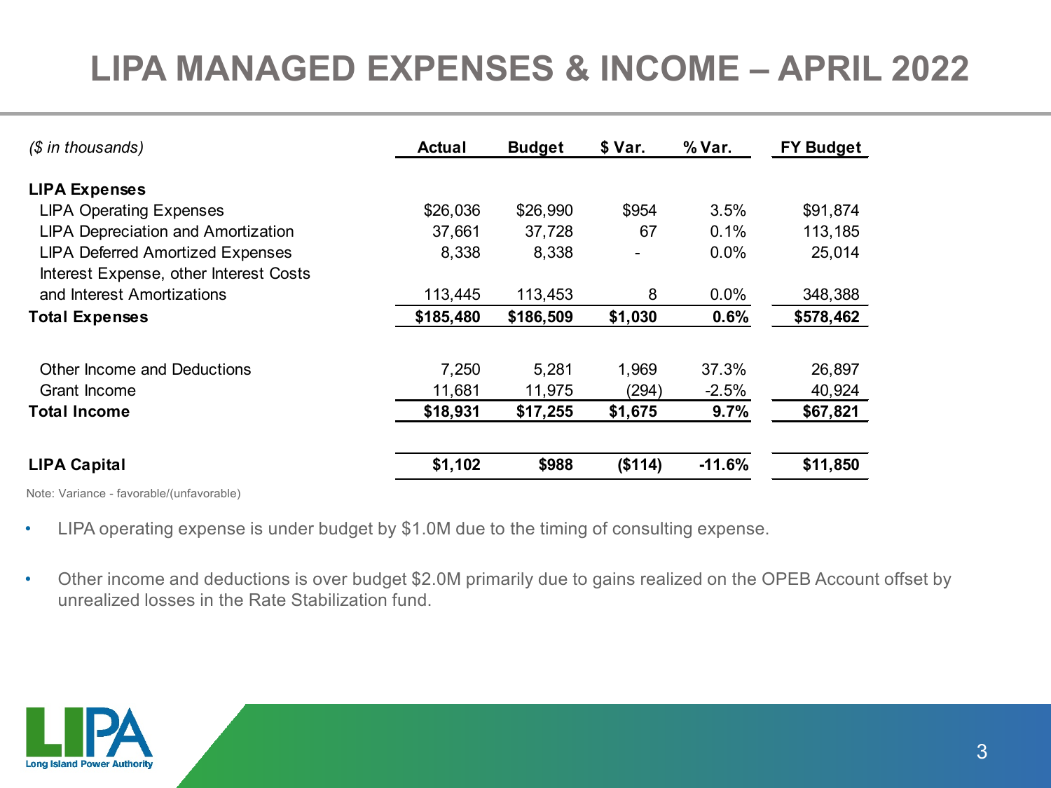# LIPA MANAGED EXPENSES & INCOME – APRIL 2022

| *($ in thousands)* | **Actual** | **Budget** | **$ Var.** | **% Var.** | **FY Budget** |
|---|---|---|---|---|---|
| **LIPA Expenses** | | | | | |
| LIPA Operating Expenses | $26,036 | $26,990 | $954 | 3.5% | $91,874 |
| LIPA Depreciation and Amortization | 37,661 | 37,728 | 67 | 0.1% | 113,185 |
| LIPA Deferred Amortized Expenses | 8,338 | 8,338 | - | 0.0% | 25,014 |
| Interest Expense, other Interest Costs and Interest Amortizations | 113,445 | 113,453 | 8 | 0.0% | 348,388 |
| **Total Expenses** | **$185,480** | **$186,509** | **$1,030** | **0.6%** | **$578,462** |
| | | | | | |
| Other Income and Deductions | 7,250 | 5,281 | 1,969 | 37.3% | 26,897 |
| Grant Income | 11,681 | 11,975 | (294) | -2.5% | 40,924 |
| **Total Income** | **$18,931** | **$17,255** | **$1,675** | **9.7%** | **$67,821** |
| | | | | | |
| **LIPA Capital** | **$1,102** | **$988** | **($114)** | **-11.6%** | **$11,850** |

Note: Variance - favorable/(unfavorable)

- LIPA operating expense is under budget by $1.0M due to the timing of consulting expense.
- Other income and deductions is over budget $2.0M primarily due to gains realized on the OPEB Account offset by unrealized losses in the Rate Stabilization fund.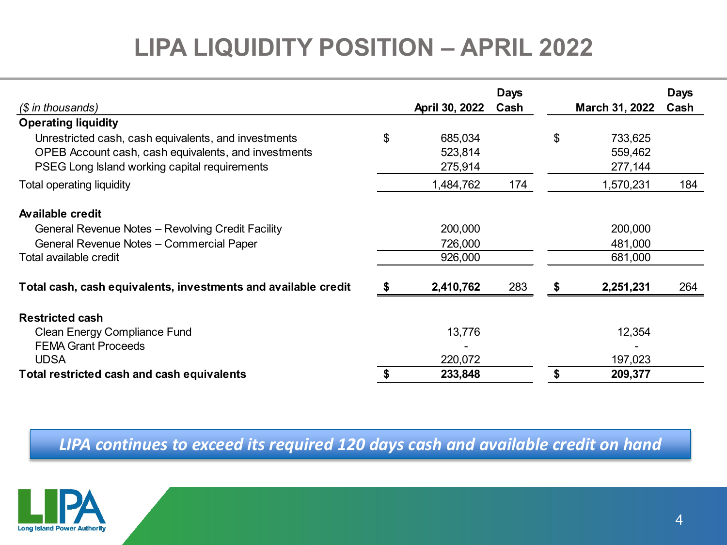# LIPA LIQUIDITY POSITION – APRIL 2022

| *($ in thousands)* | April 30, 2022 | Days Cash | March 31, 2022 | Days Cash |
|---|---|---|---|---|
| **Operating liquidity** | | | | |
| Unrestricted cash, cash equivalents, and investments | $ 685,034 | | $ 733,625 | |
| OPEB Account cash, cash equivalents, and investments | 523,814 | | 559,462 | |
| PSEG Long Island working capital requirements | 275,914 | | 277,144 | |
| Total operating liquidity | 1,484,762 | 174 | 1,570,231 | 184 |
| **Available credit** | | | | |
| General Revenue Notes – Revolving Credit Facility | 200,000 | | 200,000 | |
| General Revenue Notes – Commercial Paper | 726,000 | | 481,000 | |
| Total available credit | 926,000 | | 681,000 | |
| **Total cash, cash equivalents, investments and available credit** | **$ 2,410,762** | 283 | **$ 2,251,231** | 264 |
| **Restricted cash** | | | | |
| Clean Energy Compliance Fund | 13,776 | | 12,354 | |
| FEMA Grant Proceeds | - | | - | |
| UDSA | 220,072 | | 197,023 | |
| **Total restricted cash and cash equivalents** | **$ 233,848** | | **$ 209,377** | |

***LIPA continues to exceed its required 120 days cash and available credit on hand***

LIPA Long Island Power Authority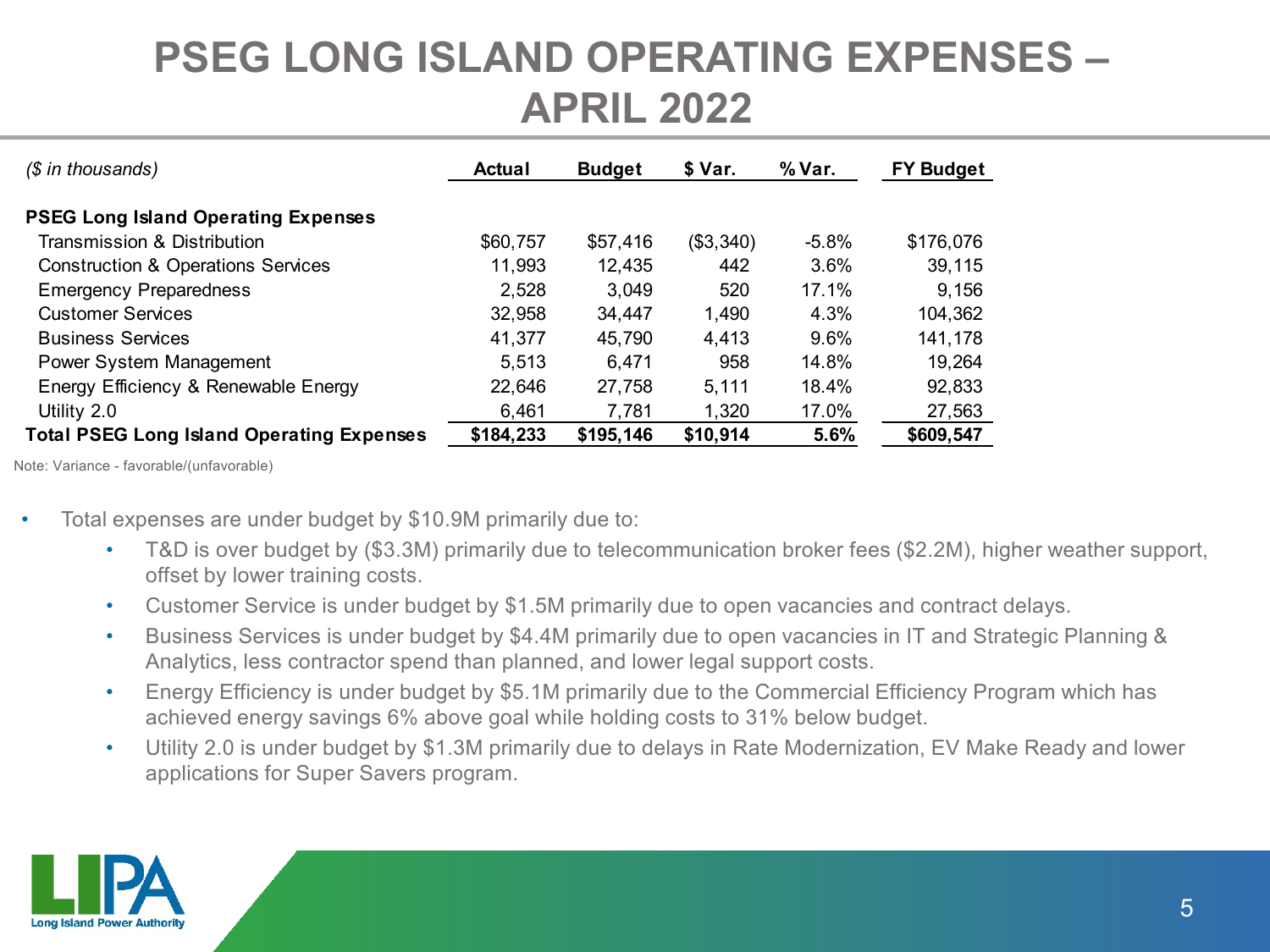# PSEG LONG ISLAND OPERATING EXPENSES – APRIL 2022

| *($ in thousands)* | Actual | Budget | $ Var. | % Var. | FY Budget |
|---|---|---|---|---|---|
| **PSEG Long Island Operating Expenses** | | | | | |
| Transmission & Distribution | $60,757 | $57,416 | ($3,340) | -5.8% | $176,076 |
| Construction & Operations Services | 11,993 | 12,435 | 442 | 3.6% | 39,115 |
| Emergency Preparedness | 2,528 | 3,049 | 520 | 17.1% | 9,156 |
| Customer Services | 32,958 | 34,447 | 1,490 | 4.3% | 104,362 |
| Business Services | 41,377 | 45,790 | 4,413 | 9.6% | 141,178 |
| Power System Management | 5,513 | 6,471 | 958 | 14.8% | 19,264 |
| Energy Efficiency & Renewable Energy | 22,646 | 27,758 | 5,111 | 18.4% | 92,833 |
| Utility 2.0 | 6,461 | 7,781 | 1,320 | 17.0% | 27,563 |
| **Total PSEG Long Island Operating Expenses** | **$184,233** | **$195,146** | **$10,914** | **5.6%** | **$609,547** |

Note: Variance - favorable/(unfavorable)

- Total expenses are under budget by $10.9M primarily due to:
  - T&D is over budget by ($3.3M) primarily due to telecommunication broker fees ($2.2M), higher weather support, offset by lower training costs.
  - Customer Service is under budget by $1.5M primarily due to open vacancies and contract delays.
  - Business Services is under budget by $4.4M primarily due to open vacancies in IT and Strategic Planning & Analytics, less contractor spend than planned, and lower legal support costs.
  - Energy Efficiency is under budget by $5.1M primarily due to the Commercial Efficiency Program which has achieved energy savings 6% above goal while holding costs to 31% below budget.
  - Utility 2.0 is under budget by $1.3M primarily due to delays in Rate Modernization, EV Make Ready and lower applications for Super Savers program.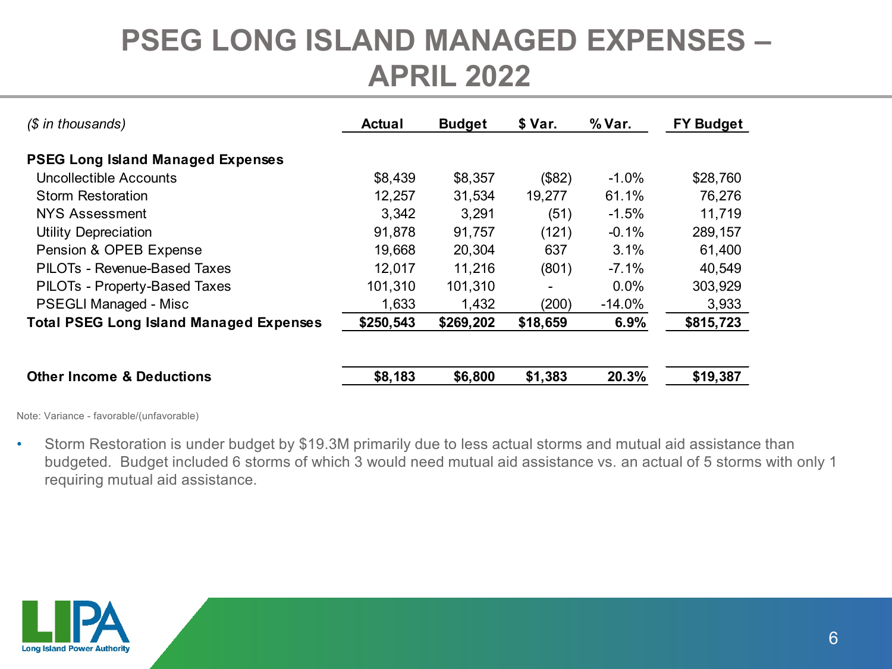# PSEG LONG ISLAND MANAGED EXPENSES – APRIL 2022

| *($ in thousands)* | Actual | Budget | $ Var. | % Var. | FY Budget |
|---|---|---|---|---|---|
| **PSEG Long Island Managed Expenses** | | | | | |
| Uncollectible Accounts | $8,439 | $8,357 | ($82) | -1.0% | $28,760 |
| Storm Restoration | 12,257 | 31,534 | 19,277 | 61.1% | 76,276 |
| NYS Assessment | 3,342 | 3,291 | (51) | -1.5% | 11,719 |
| Utility Depreciation | 91,878 | 91,757 | (121) | -0.1% | 289,157 |
| Pension & OPEB Expense | 19,668 | 20,304 | 637 | 3.1% | 61,400 |
| PILOTs - Revenue-Based Taxes | 12,017 | 11,216 | (801) | -7.1% | 40,549 |
| PILOTs - Property-Based Taxes | 101,310 | 101,310 | - | 0.0% | 303,929 |
| PSEGLI Managed - Misc | 1,633 | 1,432 | (200) | -14.0% | 3,933 |
| **Total PSEG Long Island Managed Expenses** | **$250,543** | **$269,202** | **$18,659** | **6.9%** | **$815,723** |
| | | | | | |
| **Other Income & Deductions** | **$8,183** | **$6,800** | **$1,383** | **20.3%** | **$19,387** |

Note: Variance - favorable/(unfavorable)

- Storm Restoration is under budget by $19.3M primarily due to less actual storms and mutual aid assistance than budgeted. Budget included 6 storms of which 3 would need mutual aid assistance vs. an actual of 5 storms with only 1 requiring mutual aid assistance.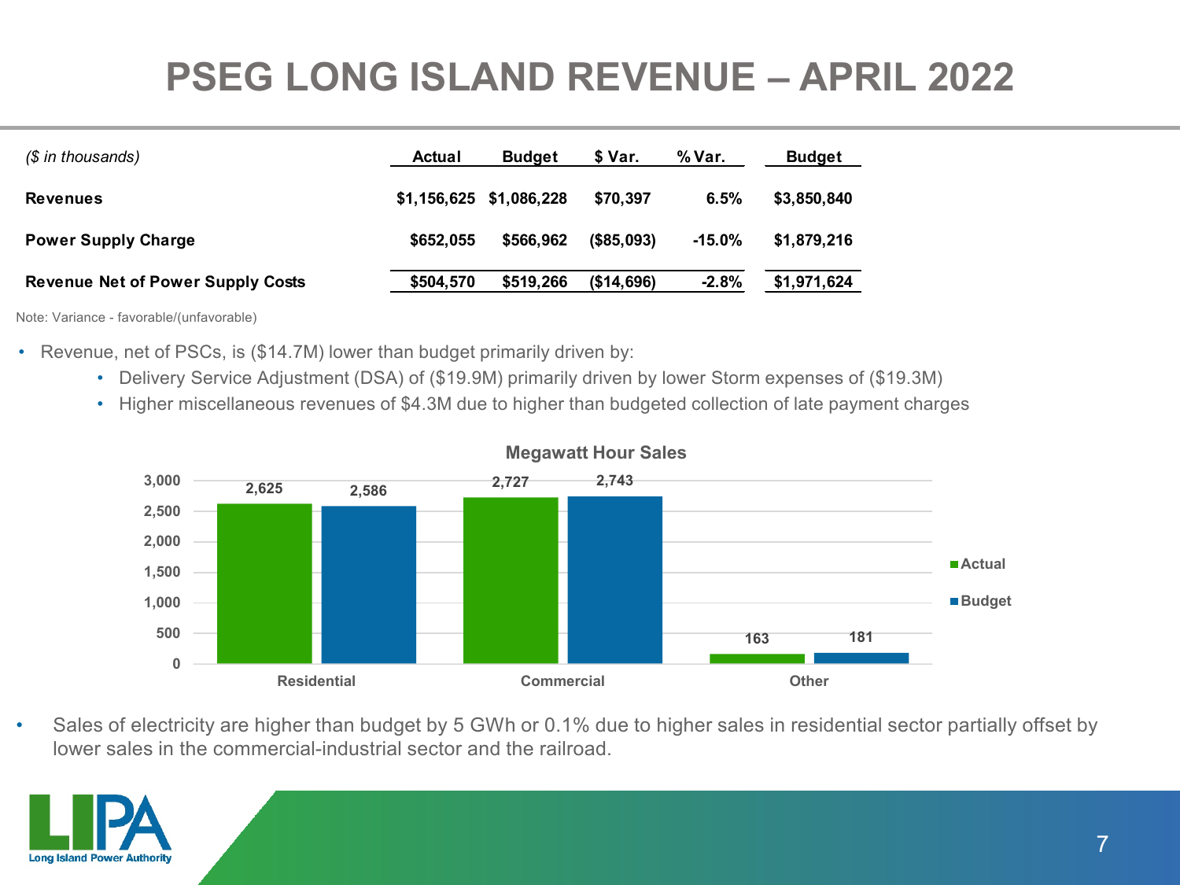# PSEG LONG ISLAND REVENUE – APRIL 2022

| *($ in thousands)* | Actual | Budget | $ Var. | % Var. | Budget |
|---|---|---|---|---|---|
| **Revenues** | $1,156,625 | $1,086,228 | $70,397 | 6.5% | $3,850,840 |
| **Power Supply Charge** | $652,055 | $566,962 | ($85,093) | -15.0% | $1,879,216 |
| **Revenue Net of Power Supply Costs** | $504,570 | $519,266 | ($14,696) | -2.8% | $1,971,624 |

Note: Variance - favorable/(unfavorable)

- Revenue, net of PSCs, is ($14.7M) lower than budget primarily driven by:
  - Delivery Service Adjustment (DSA) of ($19.9M) primarily driven by lower Storm expenses of ($19.3M)
  - Higher miscellaneous revenues of $4.3M due to higher than budgeted collection of late payment charges

**Megawatt Hour Sales**

| | Actual | Budget |
|---|---|---|
| Residential | 2,625 | 2,586 |
| Commercial | 2,727 | 2,743 |
| Other | 163 | 181 |

- Sales of electricity are higher than budget by 5 GWh or 0.1% due to higher sales in residential sector partially offset by lower sales in the commercial-industrial sector and the railroad.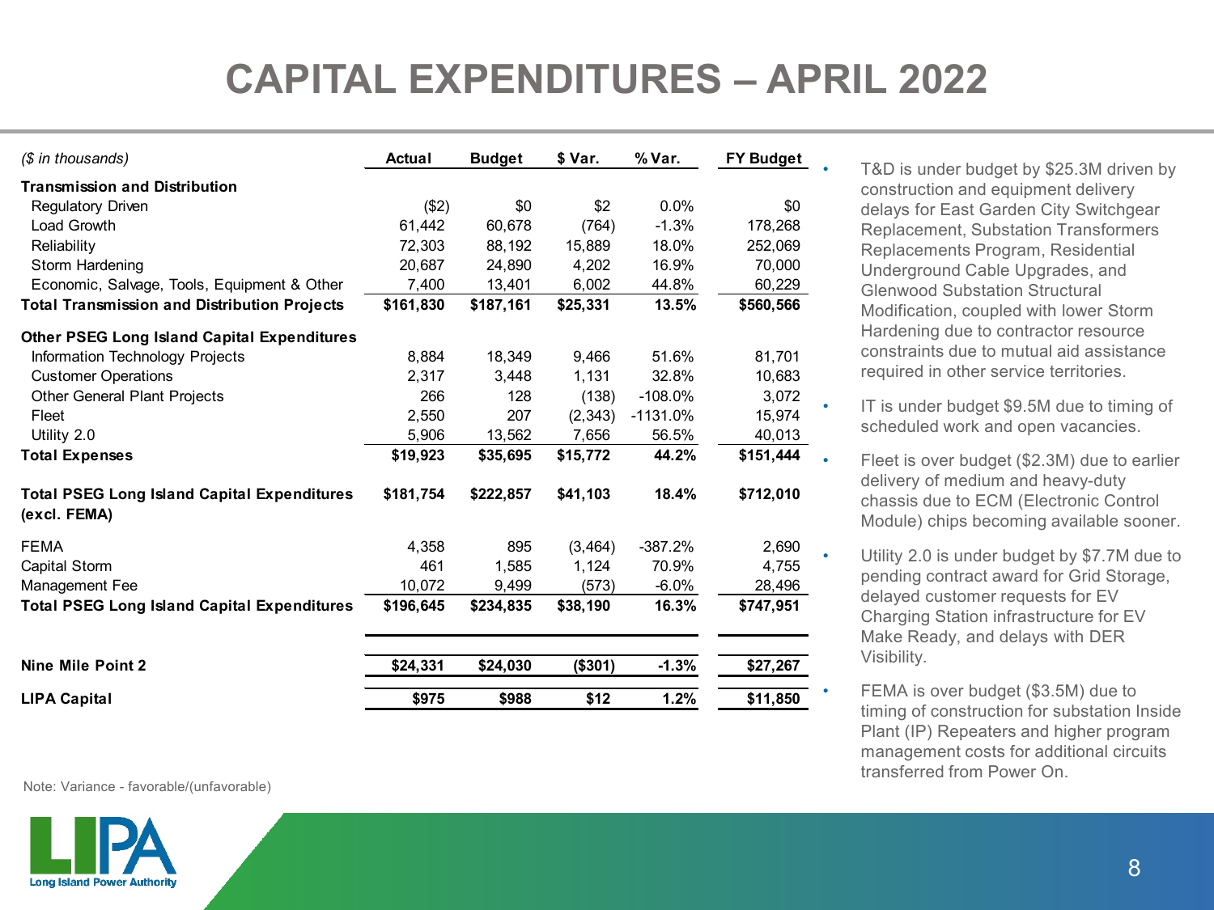# CAPITAL EXPENDITURES – APRIL 2022

| ($ in thousands) | Actual | Budget | $ Var. | % Var. | FY Budget |
|---|---|---|---|---|---|
| **Transmission and Distribution** | | | | | |
| Regulatory Driven | ($2) | $0 | $2 | 0.0% | $0 |
| Load Growth | 61,442 | 60,678 | (764) | -1.3% | 178,268 |
| Reliability | 72,303 | 88,192 | 15,889 | 18.0% | 252,069 |
| Storm Hardening | 20,687 | 24,890 | 4,202 | 16.9% | 70,000 |
| Economic, Salvage, Tools, Equipment & Other | 7,400 | 13,401 | 6,002 | 44.8% | 60,229 |
| **Total Transmission and Distribution Projects** | **$161,830** | **$187,161** | **$25,331** | **13.5%** | **$560,566** |
| **Other PSEG Long Island Capital Expenditures** | | | | | |
| Information Technology Projects | 8,884 | 18,349 | 9,466 | 51.6% | 81,701 |
| Customer Operations | 2,317 | 3,448 | 1,131 | 32.8% | 10,683 |
| Other General Plant Projects | 266 | 128 | (138) | -108.0% | 3,072 |
| Fleet | 2,550 | 207 | (2,343) | -1131.0% | 15,974 |
| Utility 2.0 | 5,906 | 13,562 | 7,656 | 56.5% | 40,013 |
| **Total Expenses** | **$19,923** | **$35,695** | **$15,772** | **44.2%** | **$151,444** |
| **Total PSEG Long Island Capital Expenditures (excl. FEMA)** | **$181,754** | **$222,857** | **$41,103** | **18.4%** | **$712,010** |
| FEMA | 4,358 | 895 | (3,464) | -387.2% | 2,690 |
| Capital Storm | 461 | 1,585 | 1,124 | 70.9% | 4,755 |
| Management Fee | 10,072 | 9,499 | (573) | -6.0% | 28,496 |
| **Total PSEG Long Island Capital Expenditures** | **$196,645** | **$234,835** | **$38,190** | **16.3%** | **$747,951** |
| **Nine Mile Point 2** | **$24,331** | **$24,030** | **($301)** | **-1.3%** | **$27,267** |
| **LIPA Capital** | **$975** | **$988** | **$12** | **1.2%** | **$11,850** |

Note: Variance - favorable/(unfavorable)

- T&D is under budget by $25.3M driven by construction and equipment delivery delays for East Garden City Switchgear Replacement, Substation Transformers Replacements Program, Residential Underground Cable Upgrades, and Glenwood Substation Structural Modification, coupled with lower Storm Hardening due to contractor resource constraints due to mutual aid assistance required in other service territories.
- IT is under budget $9.5M due to timing of scheduled work and open vacancies.
- Fleet is over budget ($2.3M) due to earlier delivery of medium and heavy-duty chassis due to ECM (Electronic Control Module) chips becoming available sooner.
- Utility 2.0 is under budget by $7.7M due to pending contract award for Grid Storage, delayed customer requests for EV Charging Station infrastructure for EV Make Ready, and delays with DER Visibility.
- FEMA is over budget ($3.5M) due to timing of construction for substation Inside Plant (IP) Repeaters and higher program management costs for additional circuits transferred from Power On.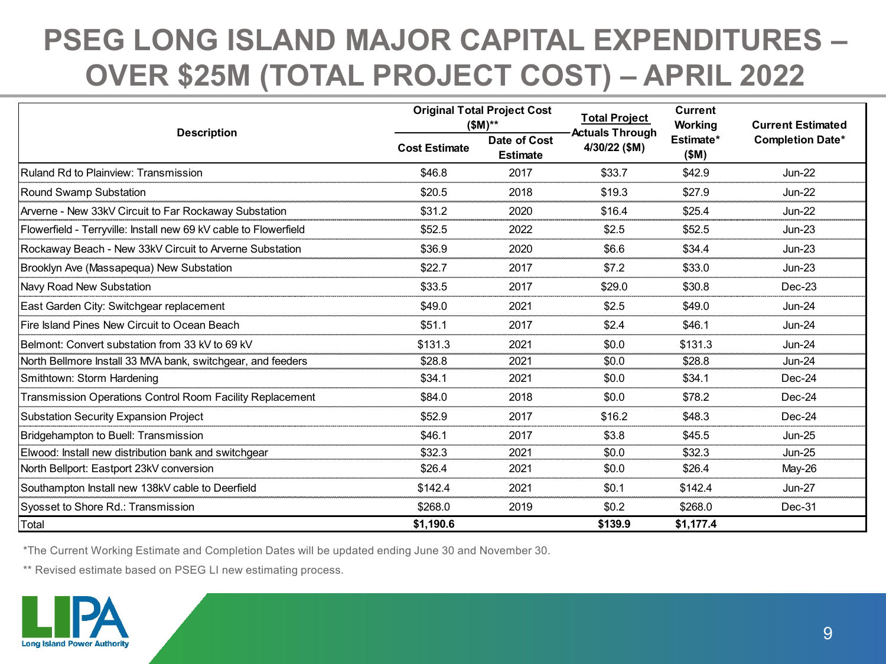# PSEG LONG ISLAND MAJOR CAPITAL EXPENDITURES – OVER $25M (TOTAL PROJECT COST) – APRIL 2022

| Description | Original Total Project Cost ($M)** | | Total Project Actuals Through 4/30/22 ($M) | Current Working Estimate* ($M) | Current Estimated Completion Date* |
|---|---|---|---|---|---|
| | Cost Estimate | Date of Cost Estimate | | | |
| Ruland Rd to Plainview: Transmission | $46.8 | 2017 | $33.7 | $42.9 | Jun-22 |
| Round Swamp Substation | $20.5 | 2018 | $19.3 | $27.9 | Jun-22 |
| Arverne - New 33kV Circuit to Far Rockaway Substation | $31.2 | 2020 | $16.4 | $25.4 | Jun-22 |
| Flowerfield - Terryville: Install new 69 kV cable to Flowerfield | $52.5 | 2022 | $2.5 | $52.5 | Jun-23 |
| Rockaway Beach - New 33kV Circuit to Arverne Substation | $36.9 | 2020 | $6.6 | $34.4 | Jun-23 |
| Brooklyn Ave (Massapequa) New Substation | $22.7 | 2017 | $7.2 | $33.0 | Jun-23 |
| Navy Road New Substation | $33.5 | 2017 | $29.0 | $30.8 | Dec-23 |
| East Garden City: Switchgear replacement | $49.0 | 2021 | $2.5 | $49.0 | Jun-24 |
| Fire Island Pines New Circuit to Ocean Beach | $51.1 | 2017 | $2.4 | $46.1 | Jun-24 |
| Belmont: Convert substation from 33 kV to 69 kV | $131.3 | 2021 | $0.0 | $131.3 | Jun-24 |
| North Bellmore Install 33 MVA bank, switchgear, and feeders | $28.8 | 2021 | $0.0 | $28.8 | Jun-24 |
| Smithtown: Storm Hardening | $34.1 | 2021 | $0.0 | $34.1 | Dec-24 |
| Transmission Operations Control Room Facility Replacement | $84.0 | 2018 | $0.0 | $78.2 | Dec-24 |
| Substation Security Expansion Project | $52.9 | 2017 | $16.2 | $48.3 | Dec-24 |
| Bridgehampton to Buell: Transmission | $46.1 | 2017 | $3.8 | $45.5 | Jun-25 |
| Elwood: Install new distribution bank and switchgear | $32.3 | 2021 | $0.0 | $32.3 | Jun-25 |
| North Bellport: Eastport 23kV conversion | $26.4 | 2021 | $0.0 | $26.4 | May-26 |
| Southampton Install new 138kV cable to Deerfield | $142.4 | 2021 | $0.1 | $142.4 | Jun-27 |
| Syosset to Shore Rd.: Transmission | $268.0 | 2019 | $0.2 | $268.0 | Dec-31 |
| Total | **$1,190.6** | | **$139.9** | **$1,177.4** | |

*The Current Working Estimate and Completion Dates will be updated ending June 30 and November 30.

** Revised estimate based on PSEG LI new estimating process.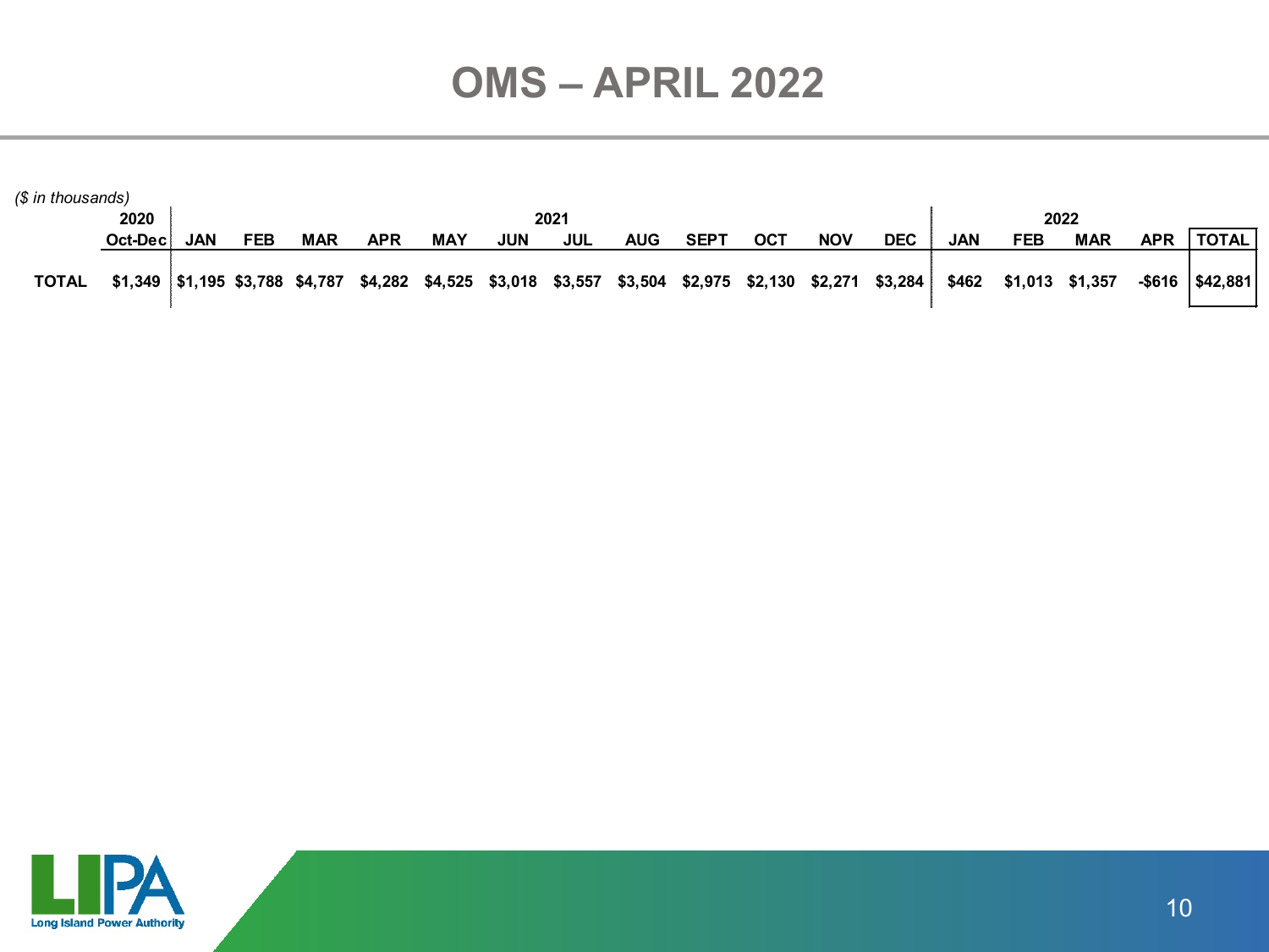# OMS – APRIL 2022

*($ in thousands)*

| | 2020 | 2021 | | | | | | | | | | | | 2022 | | | | |
|---|---|---|---|---|---|---|---|---|---|---|---|---|---|---|---|---|---|---|
| | Oct-Dec | JAN | FEB | MAR | APR | MAY | JUN | JUL | AUG | SEPT | OCT | NOV | DEC | JAN | FEB | MAR | APR | TOTAL |
| **TOTAL** | $1,349 | $1,195 | $3,788 | $4,787 | $4,282 | $4,525 | $3,018 | $3,557 | $3,504 | $2,975 | $2,130 | $2,271 | $3,284 | $462 | $1,013 | $1,357 | -$616 | $42,881 |